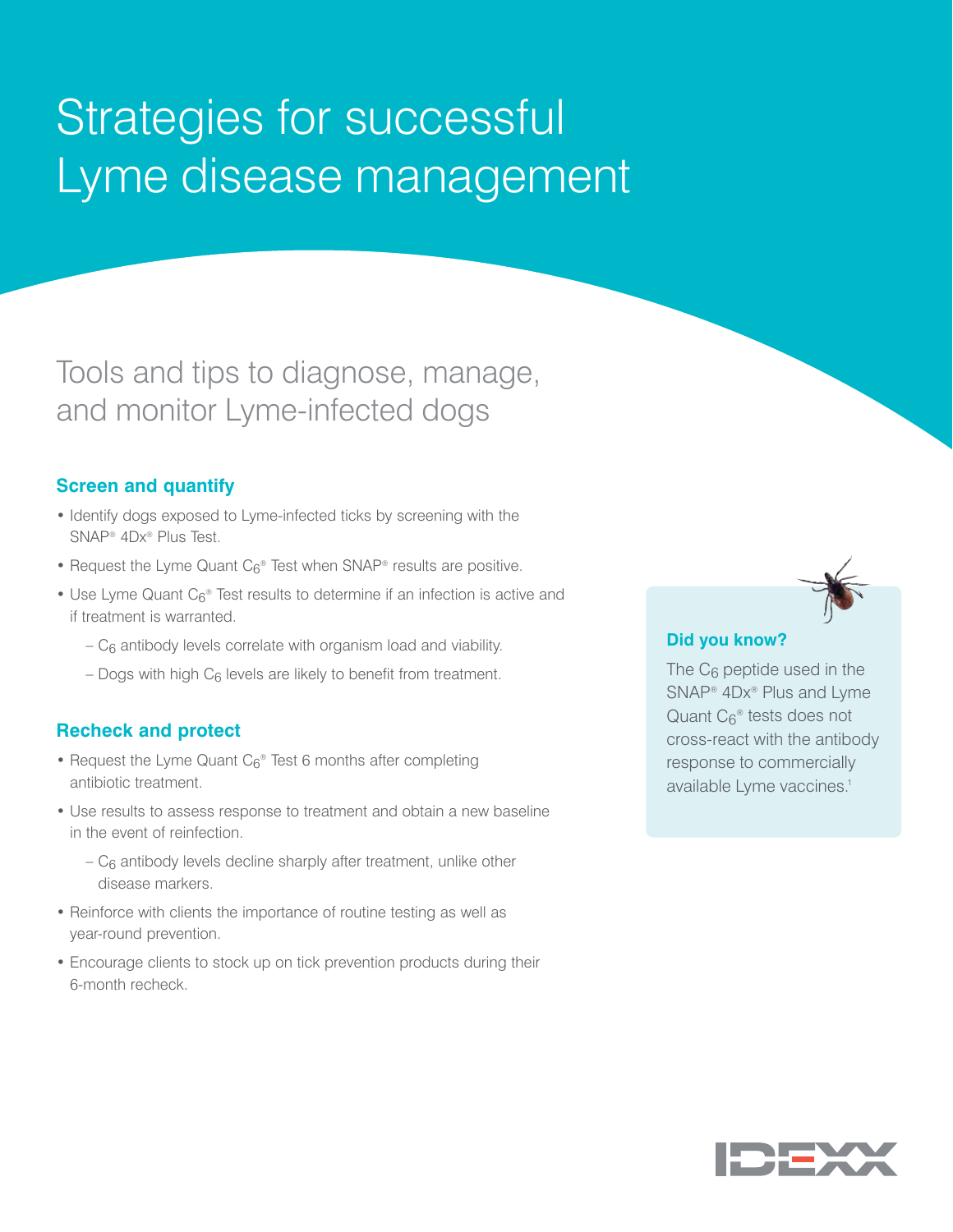# Strategies for successful Lyme disease management

## Tools and tips to diagnose, manage, and monitor Lyme-infected dogs

### Screen and quantify

- Identify dogs exposed to Lyme-infected ticks by screening with the SNAP® 4Dx® Plus Test.
- Request the Lyme Quant $C_6$® Test when SNAP® results are positive.
- Use Lyme Quant $C_6$® Test results to determine if an infection is active and if treatment is warranted.
  - $C_6$ antibody levels correlate with organism load and viability.
  - Dogs with high $C_6$ levels are likely to benefit from treatment.

### Recheck and protect

- Request the Lyme Quant $C_6$® Test 6 months after completing antibiotic treatment.
- Use results to assess response to treatment and obtain a new baseline in the event of reinfection.
  - $C_6$ antibody levels decline sharply after treatment, unlike other disease markers.
- Reinforce with clients the importance of routine testing as well as year-round prevention.
- Encourage clients to stock up on tick prevention products during their 6-month recheck.

**Did you know?**

The $C_6$ peptide used in the SNAP® 4Dx® Plus and Lyme Quant $C_6$® tests does not cross-react with the antibody response to commercially available Lyme vaccines.[1]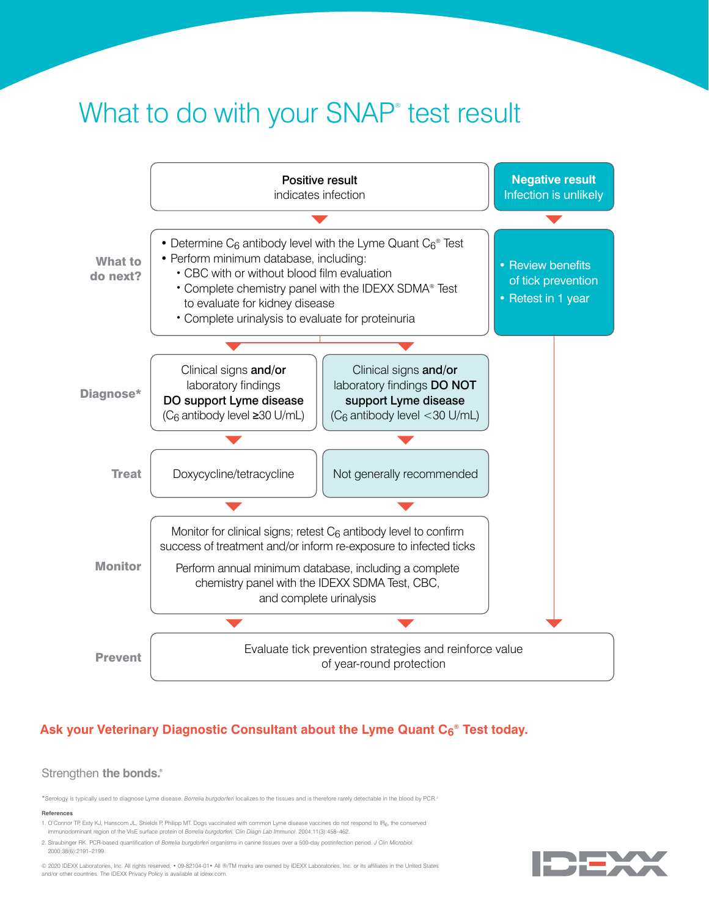# What to do with your SNAP® test result

**Positive result**
indicates infection

**Negative result**
Infection is unlikely

**What to do next?**

Positive result:

- Determine $C_6$ antibody level with the Lyme Quant $C_6$® Test
- Perform minimum database, including:
  - CBC with or without blood film evaluation
  - Complete chemistry panel with the IDEXX SDMA® Test to evaluate for kidney disease
  - Complete urinalysis to evaluate for proteinuria

Negative result:

- Review benefits of tick prevention
- Retest in 1 year

**Diagnose***

- Clinical signs **and/or** laboratory findings **DO support Lyme disease** ($C_6$ antibody level ≥30 U/mL)
- Clinical signs **and/or** laboratory findings **DO NOT support Lyme disease** ($C_6$ antibody level <30 U/mL)

**Treat**

- Doxycycline/tetracycline
- Not generally recommended

**Monitor**

Monitor for clinical signs; retest $C_6$ antibody level to confirm success of treatment and/or inform re-exposure to infected ticks

Perform annual minimum database, including a complete chemistry panel with the IDEXX SDMA Test, CBC, and complete urinalysis

**Prevent**

Evaluate tick prevention strategies and reinforce value of year-round protection

**Ask your Veterinary Diagnostic Consultant about the Lyme Quant $C_6$® Test today.**

Strengthen **the bonds.**®

*Serology is typically used to diagnose Lyme disease. *Borrelia burgdorferi* localizes to the tissues and is therefore rarely detectable in the blood by PCR.[2]

**References**

1. O'Connor TP, Esty KJ, Hanscom JL, Shields P, Philipp MT. Dogs vaccinated with common Lyme disease vaccines do not respond to $IR_6$, the conserved immunodominant region of the VlsE surface protein of *Borrelia burgdorferi*. *Clin Diagn Lab Immunol*. 2004;11(3):458–462.
2. Straubinger RK. PCR-based quantification of *Borrelia burgdorferi* organisms in canine tissues over a 500-day postinfection period. *J Clin Microbiol*. 2000;38(6):2191–2199.

© 2020 IDEXX Laboratories, Inc. All rights reserved. • 09-82104-01• All ®/TM marks are owned by IDEXX Laboratories, Inc. or its affiliates in the United States and/or other countries. The IDEXX Privacy Policy is available at idexx.com.